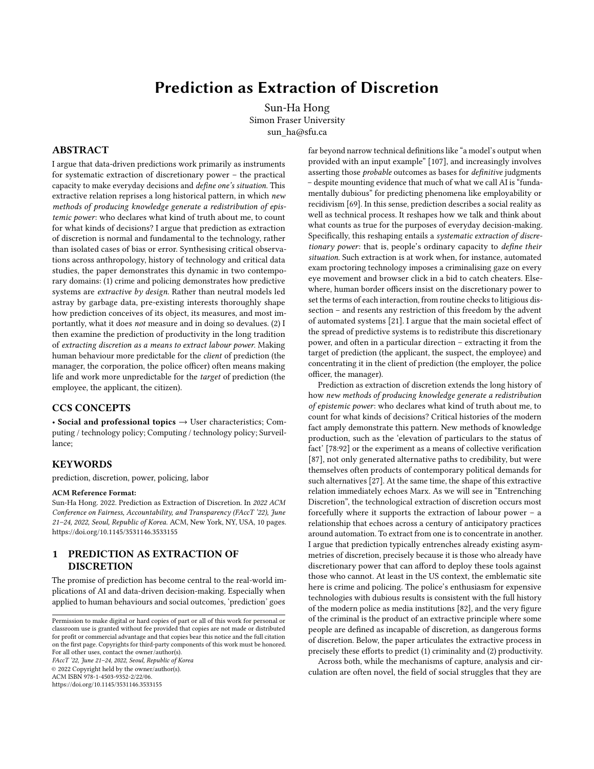# Prediction as Extraction of Discretion

Sun-Ha Hong
Simon Fraser University
sun_ha@sfu.ca

## ABSTRACT

I argue that data-driven predictions work primarily as instruments for systematic extraction of discretionary power – the practical capacity to make everyday decisions and *define one's situation*. This extractive relation reprises a long historical pattern, in which *new methods of producing knowledge generate a redistribution of epistemic power*: who declares what kind of truth about me, to count for what kinds of decisions? I argue that prediction as extraction of discretion is normal and fundamental to the technology, rather than isolated cases of bias or error. Synthesising critical observations across anthropology, history of technology and critical data studies, the paper demonstrates this dynamic in two contemporary domains: (1) crime and policing demonstrates how predictive systems are *extractive by design*. Rather than neutral models led astray by garbage data, pre-existing interests thoroughly shape how prediction conceives of its object, its measures, and most importantly, what it does *not* measure and in doing so devalues. (2) I then examine the prediction of productivity in the long tradition of *extracting discretion as a means to extract labour power*. Making human behaviour more predictable for the *client* of prediction (the manager, the corporation, the police officer) often means making life and work more unpredictable for the *target* of prediction (the employee, the applicant, the citizen).

## CCS CONCEPTS

• **Social and professional topics** → User characteristics; Computing / technology policy; Computing / technology policy; Surveillance;

## KEYWORDS

prediction, discretion, power, policing, labor

**ACM Reference Format:**
Sun-Ha Hong. 2022. Prediction as Extraction of Discretion. In *2022 ACM Conference on Fairness, Accountability, and Transparency (FAccT '22), June 21–24, 2022, Seoul, Republic of Korea.* ACM, New York, NY, USA, 10 pages. https://doi.org/10.1145/3531146.3533155

## 1 PREDICTION AS EXTRACTION OF DISCRETION

The promise of prediction has become central to the real-world implications of AI and data-driven decision-making. Especially when applied to human behaviours and social outcomes, 'prediction' goes far beyond narrow technical definitions like "a model's output when provided with an input example" [107], and increasingly involves asserting those *probable* outcomes as bases for *definitive* judgments – despite mounting evidence that much of what we call AI is "fundamentally dubious" for predicting phenomena like employability or recidivism [69]. In this sense, prediction describes a social reality as well as technical process. It reshapes how we talk and think about what counts as true for the purposes of everyday decision-making. Specifically, this reshaping entails a *systematic extraction of discretionary power*: that is, people's ordinary capacity to *define their situation*. Such extraction is at work when, for instance, automated exam proctoring technology imposes a criminalising gaze on every eye movement and browser click in a bid to catch cheaters. Elsewhere, human border officers insist on the discretionary power to set the terms of each interaction, from routine checks to litigious dissection – and resents any restriction of this freedom by the advent of automated systems [21]. I argue that the main societal effect of the spread of predictive systems is to redistribute this discretionary power, and often in a particular direction – extracting it from the target of prediction (the applicant, the suspect, the employee) and concentrating it in the client of prediction (the employer, the police officer, the manager).

Prediction as extraction of discretion extends the long history of how *new methods of producing knowledge generate a redistribution of epistemic power*: who declares what kind of truth about me, to count for what kinds of decisions? Critical histories of the modern fact amply demonstrate this pattern. New methods of knowledge production, such as the 'elevation of particulars to the status of fact' [78:92] or the experiment as a means of collective verification [87], not only generated alternative paths to credibility, but were themselves often products of contemporary political demands for such alternatives [27]. At the same time, the shape of this extractive relation immediately echoes Marx. As we will see in "Entrenching Discretion", the technological extraction of discretion occurs most forcefully where it supports the extraction of labour power – a relationship that echoes across a century of anticipatory practices around automation. To extract from one is to concentrate in another. I argue that prediction typically entrenches already existing asymmetries of discretion, precisely because it is those who already have discretionary power that can afford to deploy these tools against those who cannot. At least in the US context, the emblematic site here is crime and policing. The police's enthusiasm for expensive technologies with dubious results is consistent with the full history of the modern police as media institutions [82], and the very figure of the criminal is the product of an extractive principle where some people are defined as incapable of discretion, as dangerous forms of discretion. Below, the paper articulates the extractive process in precisely these efforts to predict (1) criminality and (2) productivity.

Across both, while the mechanisms of capture, analysis and circulation are often novel, the field of social struggles that they are

Permission to make digital or hard copies of part or all of this work for personal or classroom use is granted without fee provided that copies are not made or distributed for profit or commercial advantage and that copies bear this notice and the full citation on the first page. Copyrights for third-party components of this work must be honored. For all other uses, contact the owner/author(s).
*FAccT '22, June 21–24, 2022, Seoul, Republic of Korea*
© 2022 Copyright held by the owner/author(s).
ACM ISBN 978-1-4503-9352-2/22/06.
https://doi.org/10.1145/3531146.3533155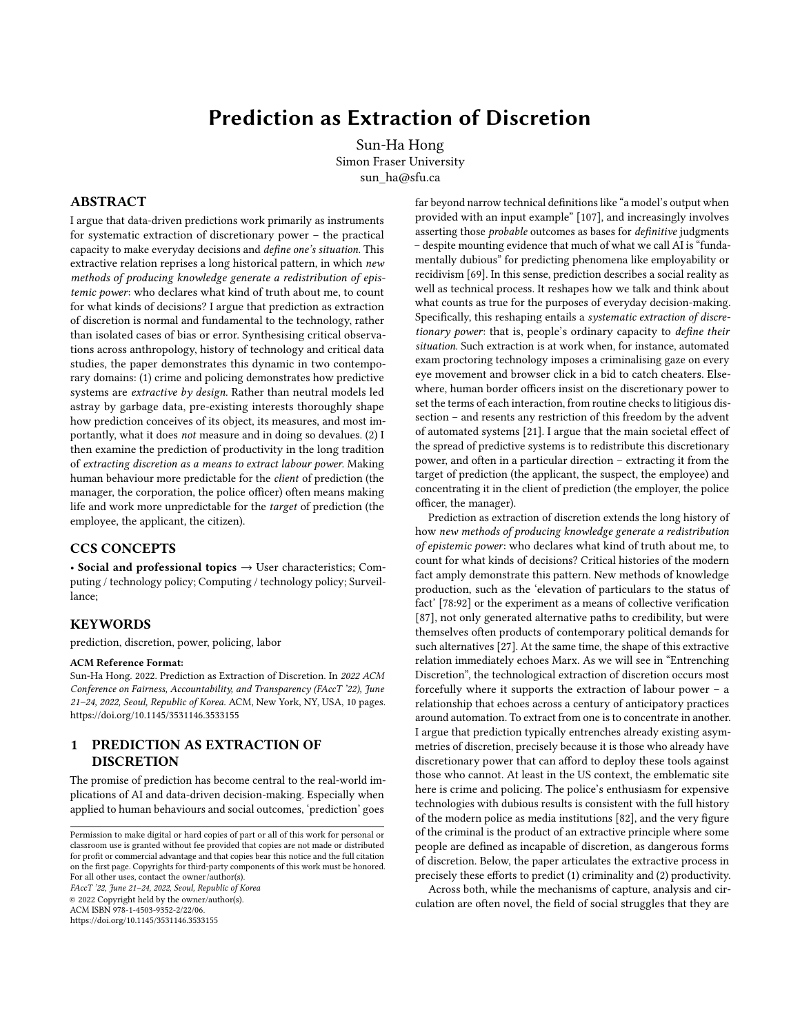# Prediction as Extraction of Discretion

Sun-Ha Hong
Simon Fraser University
sun_ha@sfu.ca

## ABSTRACT

I argue that data-driven predictions work primarily as instruments for systematic extraction of discretionary power – the practical capacity to make everyday decisions and *define one's situation*. This extractive relation reprises a long historical pattern, in which *new methods of producing knowledge generate a redistribution of epistemic power*: who declares what kind of truth about me, to count for what kinds of decisions? I argue that prediction as extraction of discretion is normal and fundamental to the technology, rather than isolated cases of bias or error. Synthesising critical observations across anthropology, history of technology and critical data studies, the paper demonstrates this dynamic in two contemporary domains: (1) crime and policing demonstrates how predictive systems are *extractive by design*. Rather than neutral models led astray by garbage data, pre-existing interests thoroughly shape how prediction conceives of its object, its measures, and most importantly, what it does *not* measure and in doing so devalues. (2) I then examine the prediction of productivity in the long tradition of *extracting discretion as a means to extract labour power*. Making human behaviour more predictable for the *client* of prediction (the manager, the corporation, the police officer) often means making life and work more unpredictable for the *target* of prediction (the employee, the applicant, the citizen).

## CCS CONCEPTS

• **Social and professional topics** → User characteristics; Computing / technology policy; Computing / technology policy; Surveillance;

## KEYWORDS

prediction, discretion, power, policing, labor

**ACM Reference Format:**
Sun-Ha Hong. 2022. Prediction as Extraction of Discretion. In *2022 ACM Conference on Fairness, Accountability, and Transparency (FAccT '22), June 21–24, 2022, Seoul, Republic of Korea.* ACM, New York, NY, USA, 10 pages. https://doi.org/10.1145/3531146.3533155

## 1 PREDICTION AS EXTRACTION OF DISCRETION

The promise of prediction has become central to the real-world implications of AI and data-driven decision-making. Especially when applied to human behaviours and social outcomes, 'prediction' goes far beyond narrow technical definitions like "a model's output when provided with an input example" [107], and increasingly involves asserting those *probable* outcomes as bases for *definitive* judgments – despite mounting evidence that much of what we call AI is "fundamentally dubious" for predicting phenomena like employability or recidivism [69]. In this sense, prediction describes a social reality as well as technical process. It reshapes how we talk and think about what counts as true for the purposes of everyday decision-making. Specifically, this reshaping entails a *systematic extraction of discretionary power*: that is, people's ordinary capacity to *define their situation*. Such extraction is at work when, for instance, automated exam proctoring technology imposes a criminalising gaze on every eye movement and browser click in a bid to catch cheaters. Elsewhere, human border officers insist on the discretionary power to set the terms of each interaction, from routine checks to litigious dissection – and resents any restriction of this freedom by the advent of automated systems [21]. I argue that the main societal effect of the spread of predictive systems is to redistribute this discretionary power, and often in a particular direction – extracting it from the target of prediction (the applicant, the suspect, the employee) and concentrating it in the client of prediction (the employer, the police officer, the manager).

Prediction as extraction of discretion extends the long history of how *new methods of producing knowledge generate a redistribution of epistemic power*: who declares what kind of truth about me, to count for what kinds of decisions? Critical histories of the modern fact amply demonstrate this pattern. New methods of knowledge production, such as the 'elevation of particulars to the status of fact' [78:92] or the experiment as a means of collective verification [87], not only generated alternative paths to credibility, but were themselves often products of contemporary political demands for such alternatives [27]. At the same time, the shape of this extractive relation immediately echoes Marx. As we will see in "Entrenching Discretion", the technological extraction of discretion occurs most forcefully where it supports the extraction of labour power – a relationship that echoes across a century of anticipatory practices around automation. To extract from one is to concentrate in another. I argue that prediction typically entrenches already existing asymmetries of discretion, precisely because it is those who already have discretionary power that can afford to deploy these tools against those who cannot. At least in the US context, the emblematic site here is crime and policing. The police's enthusiasm for expensive technologies with dubious results is consistent with the full history of the modern police as media institutions [82], and the very figure of the criminal is the product of an extractive principle where some people are defined as incapable of discretion, as dangerous forms of discretion. Below, the paper articulates the extractive process in precisely these efforts to predict (1) criminality and (2) productivity.

Across both, while the mechanisms of capture, analysis and circulation are often novel, the field of social struggles that they are

Permission to make digital or hard copies of part or all of this work for personal or classroom use is granted without fee provided that copies are not made or distributed for profit or commercial advantage and that copies bear this notice and the full citation on the first page. Copyrights for third-party components of this work must be honored. For all other uses, contact the owner/author(s).
*FAccT '22, June 21–24, 2022, Seoul, Republic of Korea*
© 2022 Copyright held by the owner/author(s).
ACM ISBN 978-1-4503-9352-2/22/06.
https://doi.org/10.1145/3531146.3533155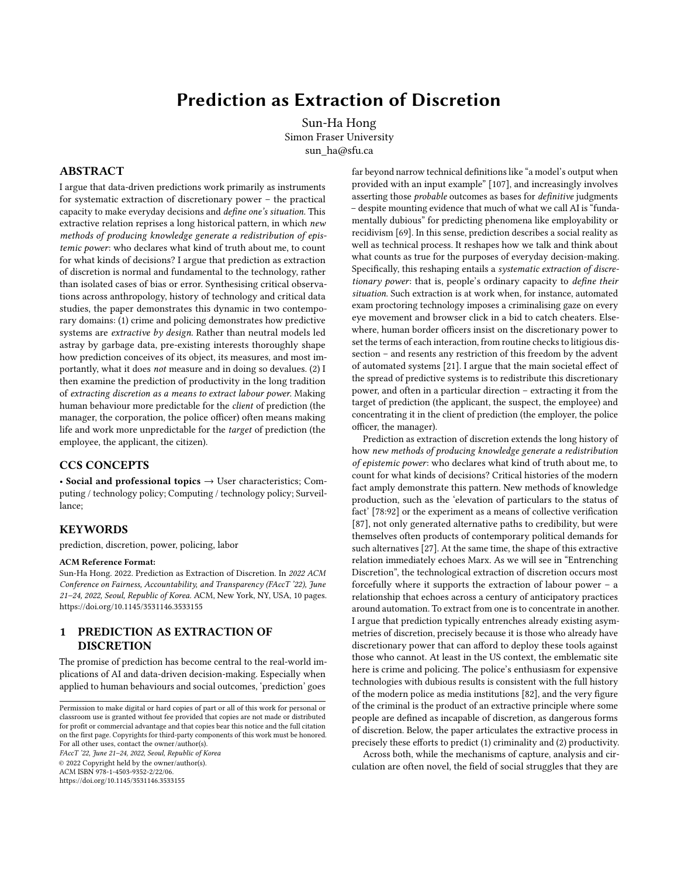# Prediction as Extraction of Discretion

Sun-Ha Hong
Simon Fraser University
sun_ha@sfu.ca

## ABSTRACT

I argue that data-driven predictions work primarily as instruments for systematic extraction of discretionary power – the practical capacity to make everyday decisions and *define one's situation*. This extractive relation reprises a long historical pattern, in which *new methods of producing knowledge generate a redistribution of epistemic power*: who declares what kind of truth about me, to count for what kinds of decisions? I argue that prediction as extraction of discretion is normal and fundamental to the technology, rather than isolated cases of bias or error. Synthesising critical observations across anthropology, history of technology and critical data studies, the paper demonstrates this dynamic in two contemporary domains: (1) crime and policing demonstrates how predictive systems are *extractive by design*. Rather than neutral models led astray by garbage data, pre-existing interests thoroughly shape how prediction conceives of its object, its measures, and most importantly, what it does *not* measure and in doing so devalues. (2) I then examine the prediction of productivity in the long tradition of *extracting discretion as a means to extract labour power*. Making human behaviour more predictable for the *client* of prediction (the manager, the corporation, the police officer) often means making life and work more unpredictable for the *target* of prediction (the employee, the applicant, the citizen).

## CCS CONCEPTS

• **Social and professional topics** → User characteristics; Computing / technology policy; Computing / technology policy; Surveillance;

## KEYWORDS

prediction, discretion, power, policing, labor

**ACM Reference Format:**

Sun-Ha Hong. 2022. Prediction as Extraction of Discretion. In *2022 ACM Conference on Fairness, Accountability, and Transparency (FAccT '22), June 21–24, 2022, Seoul, Republic of Korea.* ACM, New York, NY, USA, 10 pages. https://doi.org/10.1145/3531146.3533155

## 1 PREDICTION AS EXTRACTION OF DISCRETION

The promise of prediction has become central to the real-world implications of AI and data-driven decision-making. Especially when applied to human behaviours and social outcomes, 'prediction' goes far beyond narrow technical definitions like "a model's output when provided with an input example" [107], and increasingly involves asserting those *probable* outcomes as bases for *definitive* judgments – despite mounting evidence that much of what we call AI is "fundamentally dubious" for predicting phenomena like employability or recidivism [69]. In this sense, prediction describes a social reality as well as technical process. It reshapes how we talk and think about what counts as true for the purposes of everyday decision-making. Specifically, this reshaping entails a *systematic extraction of discretionary power*: that is, people's ordinary capacity to *define their situation*. Such extraction is at work when, for instance, automated exam proctoring technology imposes a criminalising gaze on every eye movement and browser click in a bid to catch cheaters. Elsewhere, human border officers insist on the discretionary power to set the terms of each interaction, from routine checks to litigious dissection – and resents any restriction of this freedom by the advent of automated systems [21]. I argue that the main societal effect of the spread of predictive systems is to redistribute this discretionary power, and often in a particular direction – extracting it from the target of prediction (the applicant, the suspect, the employee) and concentrating it in the client of prediction (the employer, the police officer, the manager).

Prediction as extraction of discretion extends the long history of how *new methods of producing knowledge generate a redistribution of epistemic power*: who declares what kind of truth about me, to count for what kinds of decisions? Critical histories of the modern fact amply demonstrate this pattern. New methods of knowledge production, such as the 'elevation of particulars to the status of fact' [78:92] or the experiment as a means of collective verification [87], not only generated alternative paths to credibility, but were themselves often products of contemporary political demands for such alternatives [27]. At the same time, the shape of this extractive relation immediately echoes Marx. As we will see in "Entrenching Discretion", the technological extraction of discretion occurs most forcefully where it supports the extraction of labour power – a relationship that echoes across a century of anticipatory practices around automation. To extract from one is to concentrate in another. I argue that prediction typically entrenches already existing asymmetries of discretion, precisely because it is those who already have discretionary power that can afford to deploy these tools against those who cannot. At least in the US context, the emblematic site here is crime and policing. The police's enthusiasm for expensive technologies with dubious results is consistent with the full history of the modern police as media institutions [82], and the very figure of the criminal is the product of an extractive principle where some people are defined as incapable of discretion, as dangerous forms of discretion. Below, the paper articulates the extractive process in precisely these efforts to predict (1) criminality and (2) productivity.

Across both, while the mechanisms of capture, analysis and circulation are often novel, the field of social struggles that they are

Permission to make digital or hard copies of part or all of this work for personal or classroom use is granted without fee provided that copies are not made or distributed for profit or commercial advantage and that copies bear this notice and the full citation on the first page. Copyrights for third-party components of this work must be honored. For all other uses, contact the owner/author(s).
*FAccT '22, June 21–24, 2022, Seoul, Republic of Korea*
© 2022 Copyright held by the owner/author(s).
ACM ISBN 978-1-4503-9352-2/22/06.
https://doi.org/10.1145/3531146.3533155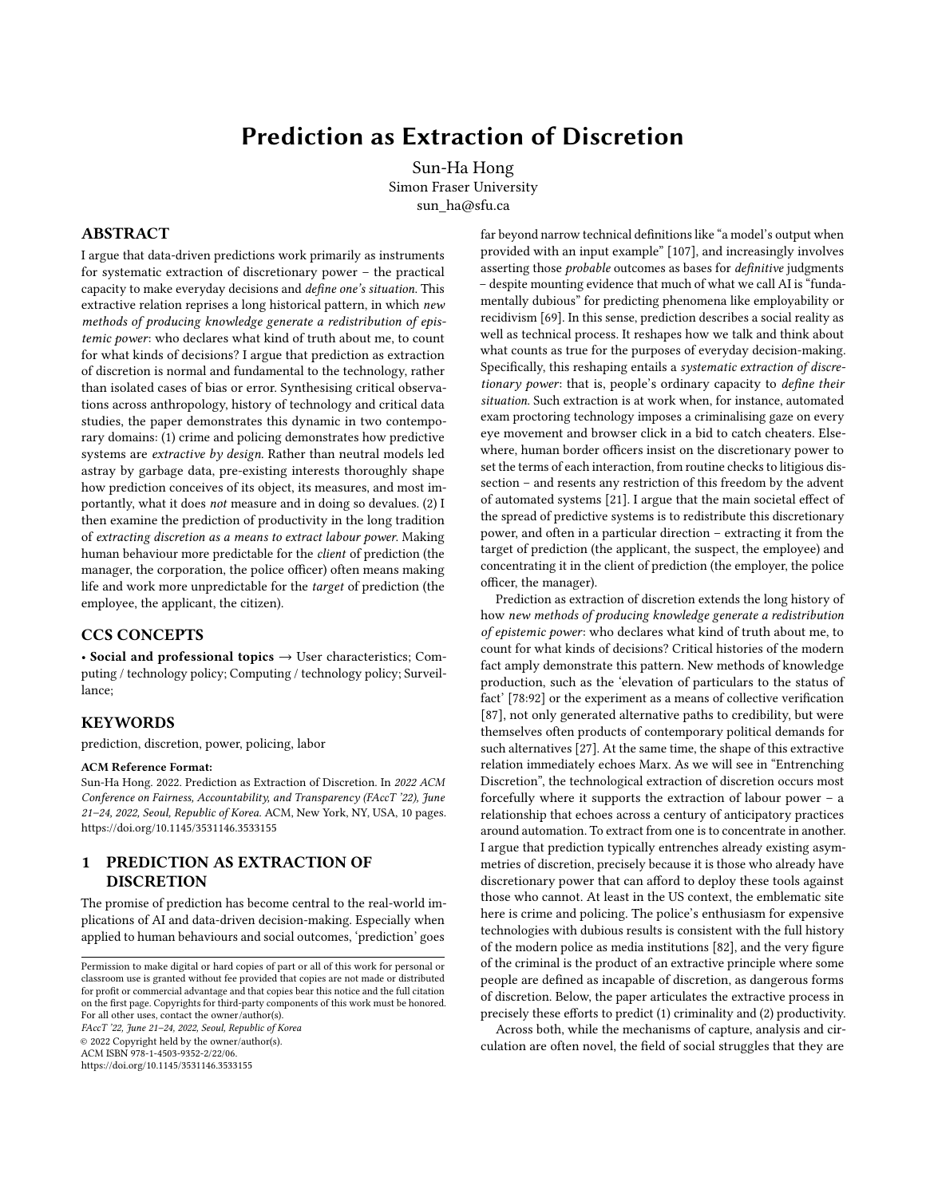# Prediction as Extraction of Discretion

Sun-Ha Hong
Simon Fraser University
sun_ha@sfu.ca

## ABSTRACT

I argue that data-driven predictions work primarily as instruments for systematic extraction of discretionary power – the practical capacity to make everyday decisions and *define one's situation*. This extractive relation reprises a long historical pattern, in which *new methods of producing knowledge generate a redistribution of epistemic power*: who declares what kind of truth about me, to count for what kinds of decisions? I argue that prediction as extraction of discretion is normal and fundamental to the technology, rather than isolated cases of bias or error. Synthesising critical observations across anthropology, history of technology and critical data studies, the paper demonstrates this dynamic in two contemporary domains: (1) crime and policing demonstrates how predictive systems are *extractive by design*. Rather than neutral models led astray by garbage data, pre-existing interests thoroughly shape how prediction conceives of its object, its measures, and most importantly, what it does *not* measure and in doing so devalues. (2) I then examine the prediction of productivity in the long tradition of *extracting discretion as a means to extract labour power*. Making human behaviour more predictable for the *client* of prediction (the manager, the corporation, the police officer) often means making life and work more unpredictable for the *target* of prediction (the employee, the applicant, the citizen).

## CCS CONCEPTS

• **Social and professional topics** → User characteristics; Computing / technology policy; Computing / technology policy; Surveillance;

## KEYWORDS

prediction, discretion, power, policing, labor

**ACM Reference Format:**
Sun-Ha Hong. 2022. Prediction as Extraction of Discretion. In *2022 ACM Conference on Fairness, Accountability, and Transparency (FAccT '22), June 21–24, 2022, Seoul, Republic of Korea.* ACM, New York, NY, USA, 10 pages. https://doi.org/10.1145/3531146.3533155

## 1 PREDICTION AS EXTRACTION OF DISCRETION

The promise of prediction has become central to the real-world implications of AI and data-driven decision-making. Especially when applied to human behaviours and social outcomes, 'prediction' goes far beyond narrow technical definitions like "a model's output when provided with an input example" [107], and increasingly involves asserting those *probable* outcomes as bases for *definitive* judgments – despite mounting evidence that much of what we call AI is "fundamentally dubious" for predicting phenomena like employability or recidivism [69]. In this sense, prediction describes a social reality as well as technical process. It reshapes how we talk and think about what counts as true for the purposes of everyday decision-making. Specifically, this reshaping entails a *systematic extraction of discretionary power*: that is, people's ordinary capacity to *define their situation*. Such extraction is at work when, for instance, automated exam proctoring technology imposes a criminalising gaze on every eye movement and browser click in a bid to catch cheaters. Elsewhere, human border officers insist on the discretionary power to set the terms of each interaction, from routine checks to litigious dissection – and resents any restriction of this freedom by the advent of automated systems [21]. I argue that the main societal effect of the spread of predictive systems is to redistribute this discretionary power, and often in a particular direction – extracting it from the target of prediction (the applicant, the suspect, the employee) and concentrating it in the client of prediction (the employer, the police officer, the manager).

Prediction as extraction of discretion extends the long history of how *new methods of producing knowledge generate a redistribution of epistemic power*: who declares what kind of truth about me, to count for what kinds of decisions? Critical histories of the modern fact amply demonstrate this pattern. New methods of knowledge production, such as the 'elevation of particulars to the status of fact' [78:92] or the experiment as a means of collective verification [87], not only generated alternative paths to credibility, but were themselves often products of contemporary political demands for such alternatives [27]. At the same time, the shape of this extractive relation immediately echoes Marx. As we will see in "Entrenching Discretion", the technological extraction of discretion occurs most forcefully where it supports the extraction of labour power – a relationship that echoes across a century of anticipatory practices around automation. To extract from one is to concentrate in another. I argue that prediction typically entrenches already existing asymmetries of discretion, precisely because it is those who already have discretionary power that can afford to deploy these tools against those who cannot. At least in the US context, the emblematic site here is crime and policing. The police's enthusiasm for expensive technologies with dubious results is consistent with the full history of the modern police as media institutions [82], and the very figure of the criminal is the product of an extractive principle where some people are defined as incapable of discretion, as dangerous forms of discretion. Below, the paper articulates the extractive process in precisely these efforts to predict (1) criminality and (2) productivity.

Across both, while the mechanisms of capture, analysis and circulation are often novel, the field of social struggles that they are

Permission to make digital or hard copies of part or all of this work for personal or classroom use is granted without fee provided that copies are not made or distributed for profit or commercial advantage and that copies bear this notice and the full citation on the first page. Copyrights for third-party components of this work must be honored. For all other uses, contact the owner/author(s).
*FAccT '22, June 21–24, 2022, Seoul, Republic of Korea*
© 2022 Copyright held by the owner/author(s).
ACM ISBN 978-1-4503-9352-2/22/06.
https://doi.org/10.1145/3531146.3533155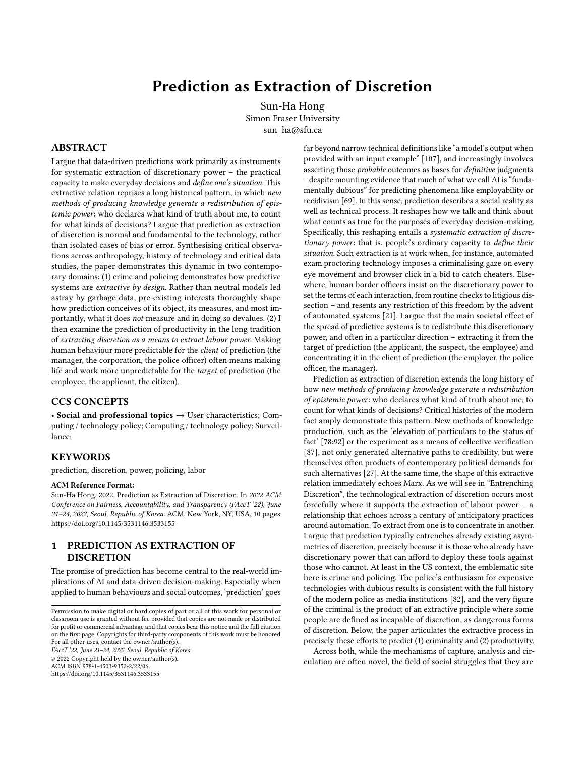# Prediction as Extraction of Discretion

Sun-Ha Hong
Simon Fraser University
sun_ha@sfu.ca

## ABSTRACT

I argue that data-driven predictions work primarily as instruments for systematic extraction of discretionary power – the practical capacity to make everyday decisions and *define one's situation*. This extractive relation reprises a long historical pattern, in which *new methods of producing knowledge generate a redistribution of epistemic power*: who declares what kind of truth about me, to count for what kinds of decisions? I argue that prediction as extraction of discretion is normal and fundamental to the technology, rather than isolated cases of bias or error. Synthesising critical observations across anthropology, history of technology and critical data studies, the paper demonstrates this dynamic in two contemporary domains: (1) crime and policing demonstrates how predictive systems are *extractive by design*. Rather than neutral models led astray by garbage data, pre-existing interests thoroughly shape how prediction conceives of its object, its measures, and most importantly, what it does *not* measure and in doing so devalues. (2) I then examine the prediction of productivity in the long tradition of *extracting discretion as a means to extract labour power*. Making human behaviour more predictable for the *client* of prediction (the manager, the corporation, the police officer) often means making life and work more unpredictable for the *target* of prediction (the employee, the applicant, the citizen).

## CCS CONCEPTS

• **Social and professional topics** → User characteristics; Computing / technology policy; Computing / technology policy; Surveillance;

## KEYWORDS

prediction, discretion, power, policing, labor

**ACM Reference Format:**
Sun-Ha Hong. 2022. Prediction as Extraction of Discretion. In *2022 ACM Conference on Fairness, Accountability, and Transparency (FAccT '22), June 21–24, 2022, Seoul, Republic of Korea.* ACM, New York, NY, USA, 10 pages. https://doi.org/10.1145/3531146.3533155

## 1 PREDICTION AS EXTRACTION OF DISCRETION

The promise of prediction has become central to the real-world implications of AI and data-driven decision-making. Especially when applied to human behaviours and social outcomes, 'prediction' goes far beyond narrow technical definitions like "a model's output when provided with an input example" [107], and increasingly involves asserting those *probable* outcomes as bases for *definitive* judgments – despite mounting evidence that much of what we call AI is "fundamentally dubious" for predicting phenomena like employability or recidivism [69]. In this sense, prediction describes a social reality as well as technical process. It reshapes how we talk and think about what counts as true for the purposes of everyday decision-making. Specifically, this reshaping entails a *systematic extraction of discretionary power*: that is, people's ordinary capacity to *define their situation*. Such extraction is at work when, for instance, automated exam proctoring technology imposes a criminalising gaze on every eye movement and browser click in a bid to catch cheaters. Elsewhere, human border officers insist on the discretionary power to set the terms of each interaction, from routine checks to litigious dissection – and resents any restriction of this freedom by the advent of automated systems [21]. I argue that the main societal effect of the spread of predictive systems is to redistribute this discretionary power, and often in a particular direction – extracting it from the target of prediction (the applicant, the suspect, the employee) and concentrating it in the client of prediction (the employer, the police officer, the manager).

Prediction as extraction of discretion extends the long history of how *new methods of producing knowledge generate a redistribution of epistemic power*: who declares what kind of truth about me, to count for what kinds of decisions? Critical histories of the modern fact amply demonstrate this pattern. New methods of knowledge production, such as the 'elevation of particulars to the status of fact' [78:92] or the experiment as a means of collective verification [87], not only generated alternative paths to credibility, but were themselves often products of contemporary political demands for such alternatives [27]. At the same time, the shape of this extractive relation immediately echoes Marx. As we will see in "Entrenching Discretion", the technological extraction of discretion occurs most forcefully where it supports the extraction of labour power – a relationship that echoes across a century of anticipatory practices around automation. To extract from one is to concentrate in another. I argue that prediction typically entrenches already existing asymmetries of discretion, precisely because it is those who already have discretionary power that can afford to deploy these tools against those who cannot. At least in the US context, the emblematic site here is crime and policing. The police's enthusiasm for expensive technologies with dubious results is consistent with the full history of the modern police as media institutions [82], and the very figure of the criminal is the product of an extractive principle where some people are defined as incapable of discretion, as dangerous forms of discretion. Below, the paper articulates the extractive process in precisely these efforts to predict (1) criminality and (2) productivity.

Across both, while the mechanisms of capture, analysis and circulation are often novel, the field of social struggles that they are

Permission to make digital or hard copies of part or all of this work for personal or classroom use is granted without fee provided that copies are not made or distributed for profit or commercial advantage and that copies bear this notice and the full citation on the first page. Copyrights for third-party components of this work must be honored. For all other uses, contact the owner/author(s).
*FAccT '22, June 21–24, 2022, Seoul, Republic of Korea*
© 2022 Copyright held by the owner/author(s).
ACM ISBN 978-1-4503-9352-2/22/06.
https://doi.org/10.1145/3531146.3533155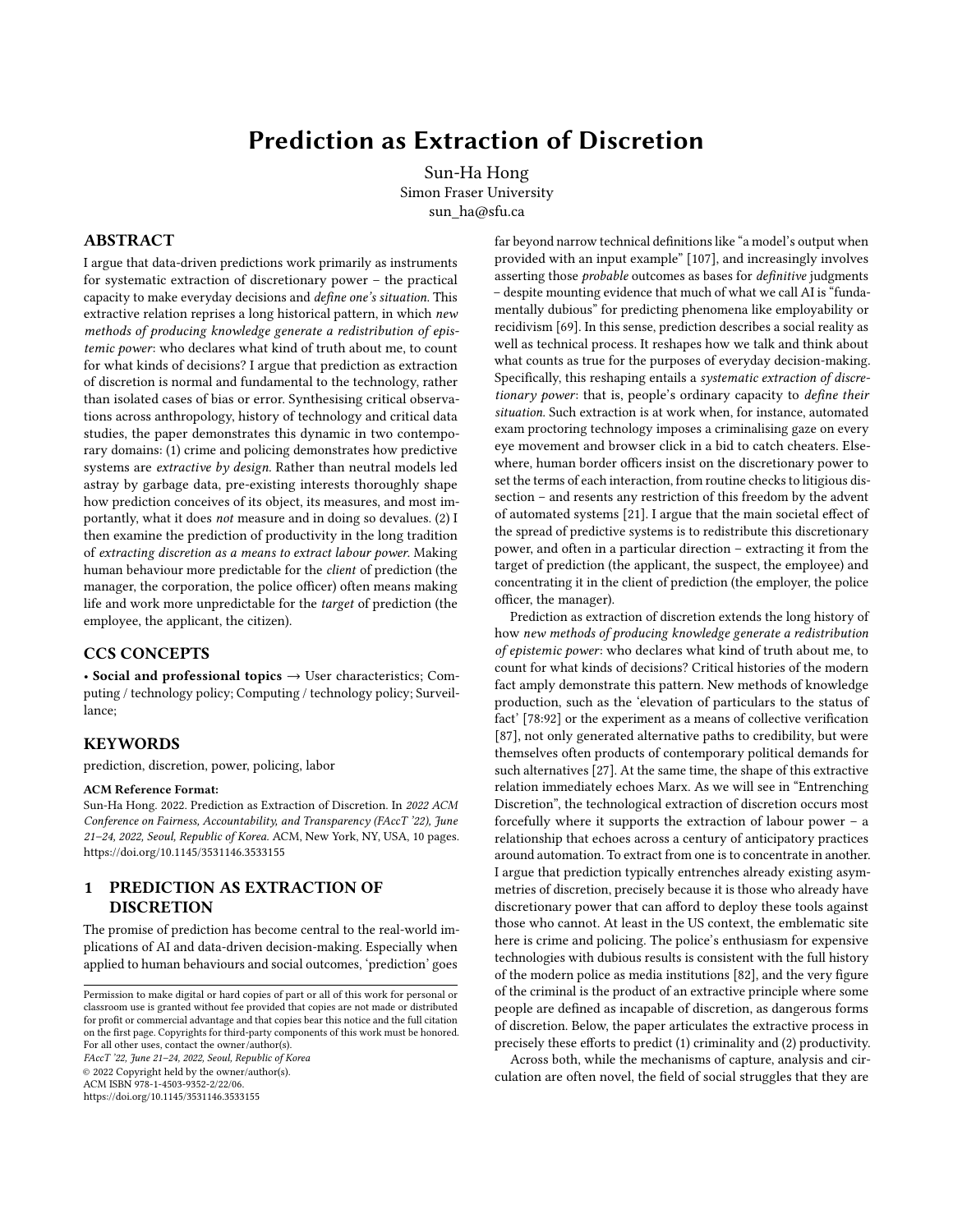# Prediction as Extraction of Discretion

Sun-Ha Hong
Simon Fraser University
sun_ha@sfu.ca

## ABSTRACT

I argue that data-driven predictions work primarily as instruments for systematic extraction of discretionary power – the practical capacity to make everyday decisions and *define one's situation*. This extractive relation reprises a long historical pattern, in which *new methods of producing knowledge generate a redistribution of epistemic power*: who declares what kind of truth about me, to count for what kinds of decisions? I argue that prediction as extraction of discretion is normal and fundamental to the technology, rather than isolated cases of bias or error. Synthesising critical observations across anthropology, history of technology and critical data studies, the paper demonstrates this dynamic in two contemporary domains: (1) crime and policing demonstrates how predictive systems are *extractive by design*. Rather than neutral models led astray by garbage data, pre-existing interests thoroughly shape how prediction conceives of its object, its measures, and most importantly, what it does *not* measure and in doing so devalues. (2) I then examine the prediction of productivity in the long tradition of *extracting discretion as a means to extract labour power*. Making human behaviour more predictable for the *client* of prediction (the manager, the corporation, the police officer) often means making life and work more unpredictable for the *target* of prediction (the employee, the applicant, the citizen).

## CCS CONCEPTS

• **Social and professional topics** → User characteristics; Computing / technology policy; Computing / technology policy; Surveillance;

## KEYWORDS

prediction, discretion, power, policing, labor

**ACM Reference Format:**
Sun-Ha Hong. 2022. Prediction as Extraction of Discretion. In *2022 ACM Conference on Fairness, Accountability, and Transparency (FAccT '22), June 21–24, 2022, Seoul, Republic of Korea.* ACM, New York, NY, USA, 10 pages. https://doi.org/10.1145/3531146.3533155

## 1 PREDICTION AS EXTRACTION OF DISCRETION

The promise of prediction has become central to the real-world implications of AI and data-driven decision-making. Especially when applied to human behaviours and social outcomes, 'prediction' goes far beyond narrow technical definitions like "a model's output when provided with an input example" [107], and increasingly involves asserting those *probable* outcomes as bases for *definitive* judgments – despite mounting evidence that much of what we call AI is "fundamentally dubious" for predicting phenomena like employability or recidivism [69]. In this sense, prediction describes a social reality as well as technical process. It reshapes how we talk and think about what counts as true for the purposes of everyday decision-making. Specifically, this reshaping entails a *systematic extraction of discretionary power*: that is, people's ordinary capacity to *define their situation*. Such extraction is at work when, for instance, automated exam proctoring technology imposes a criminalising gaze on every eye movement and browser click in a bid to catch cheaters. Elsewhere, human border officers insist on the discretionary power to set the terms of each interaction, from routine checks to litigious dissection – and resents any restriction of this freedom by the advent of automated systems [21]. I argue that the main societal effect of the spread of predictive systems is to redistribute this discretionary power, and often in a particular direction – extracting it from the target of prediction (the applicant, the suspect, the employee) and concentrating it in the client of prediction (the employer, the police officer, the manager).

Prediction as extraction of discretion extends the long history of how *new methods of producing knowledge generate a redistribution of epistemic power*: who declares what kind of truth about me, to count for what kinds of decisions? Critical histories of the modern fact amply demonstrate this pattern. New methods of knowledge production, such as the 'elevation of particulars to the status of fact' [78:92] or the experiment as a means of collective verification [87], not only generated alternative paths to credibility, but were themselves often products of contemporary political demands for such alternatives [27]. At the same time, the shape of this extractive relation immediately echoes Marx. As we will see in "Entrenching Discretion", the technological extraction of discretion occurs most forcefully where it supports the extraction of labour power – a relationship that echoes across a century of anticipatory practices around automation. To extract from one is to concentrate in another. I argue that prediction typically entrenches already existing asymmetries of discretion, precisely because it is those who already have discretionary power that can afford to deploy these tools against those who cannot. At least in the US context, the emblematic site here is crime and policing. The police's enthusiasm for expensive technologies with dubious results is consistent with the full history of the modern police as media institutions [82], and the very figure of the criminal is the product of an extractive principle where some people are defined as incapable of discretion, as dangerous forms of discretion. Below, the paper articulates the extractive process in precisely these efforts to predict (1) criminality and (2) productivity.

Across both, while the mechanisms of capture, analysis and circulation are often novel, the field of social struggles that they are

Permission to make digital or hard copies of part or all of this work for personal or classroom use is granted without fee provided that copies are not made or distributed for profit or commercial advantage and that copies bear this notice and the full citation on the first page. Copyrights for third-party components of this work must be honored. For all other uses, contact the owner/author(s).
*FAccT '22, June 21–24, 2022, Seoul, Republic of Korea*
© 2022 Copyright held by the owner/author(s).
ACM ISBN 978-1-4503-9352-2/22/06.
https://doi.org/10.1145/3531146.3533155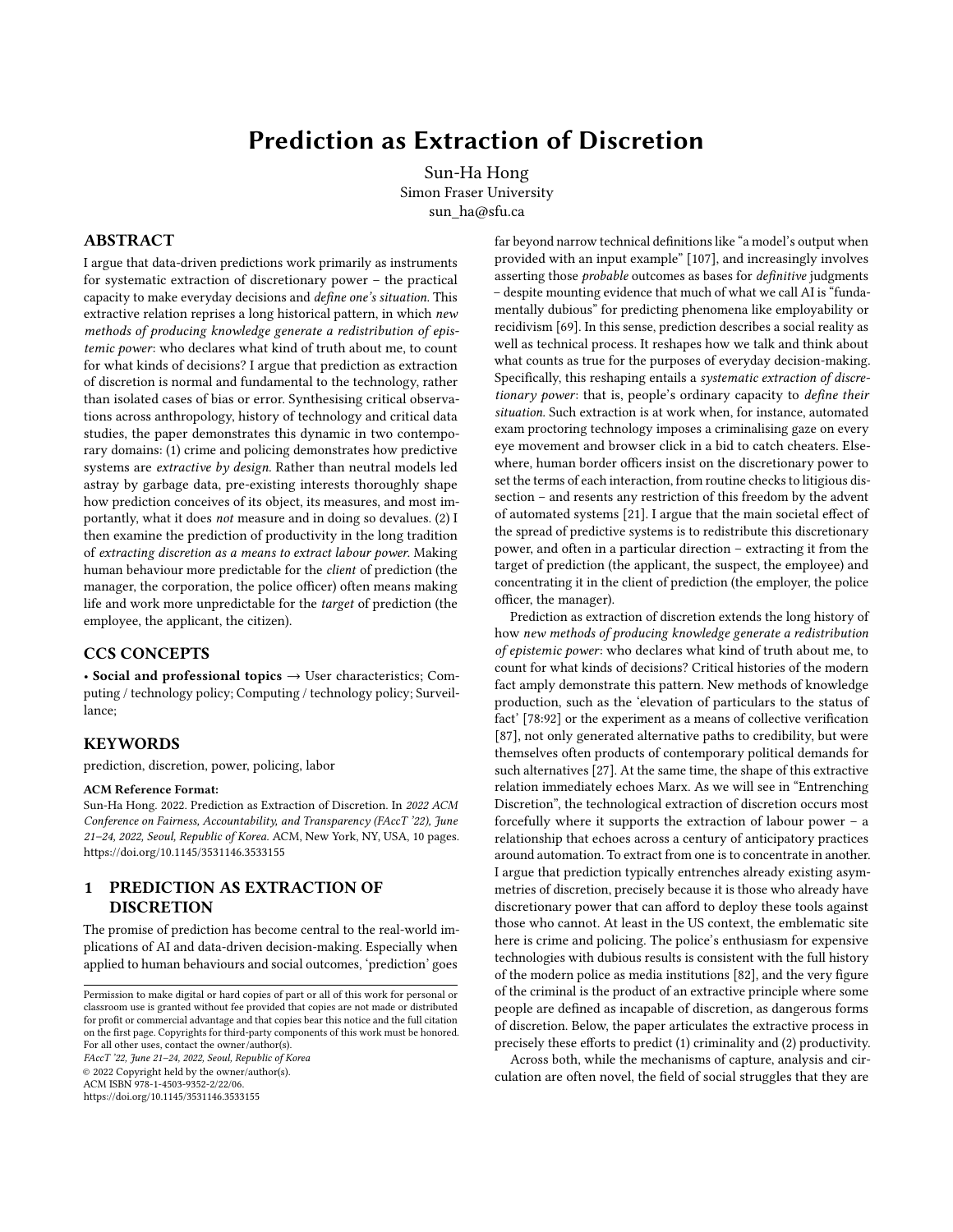# Prediction as Extraction of Discretion

Sun-Ha Hong
Simon Fraser University
sun_ha@sfu.ca

## ABSTRACT

I argue that data-driven predictions work primarily as instruments for systematic extraction of discretionary power – the practical capacity to make everyday decisions and *define one's situation*. This extractive relation reprises a long historical pattern, in which *new methods of producing knowledge generate a redistribution of epistemic power*: who declares what kind of truth about me, to count for what kinds of decisions? I argue that prediction as extraction of discretion is normal and fundamental to the technology, rather than isolated cases of bias or error. Synthesising critical observations across anthropology, history of technology and critical data studies, the paper demonstrates this dynamic in two contemporary domains: (1) crime and policing demonstrates how predictive systems are *extractive by design*. Rather than neutral models led astray by garbage data, pre-existing interests thoroughly shape how prediction conceives of its object, its measures, and most importantly, what it does *not* measure and in doing so devalues. (2) I then examine the prediction of productivity in the long tradition of *extracting discretion as a means to extract labour power*. Making human behaviour more predictable for the *client* of prediction (the manager, the corporation, the police officer) often means making life and work more unpredictable for the *target* of prediction (the employee, the applicant, the citizen).

## CCS CONCEPTS

• **Social and professional topics** → User characteristics; Computing / technology policy; Computing / technology policy; Surveillance;

## KEYWORDS

prediction, discretion, power, policing, labor

**ACM Reference Format:**
Sun-Ha Hong. 2022. Prediction as Extraction of Discretion. In *2022 ACM Conference on Fairness, Accountability, and Transparency (FAccT '22), June 21–24, 2022, Seoul, Republic of Korea.* ACM, New York, NY, USA, 10 pages. https://doi.org/10.1145/3531146.3533155

## 1 PREDICTION AS EXTRACTION OF DISCRETION

The promise of prediction has become central to the real-world implications of AI and data-driven decision-making. Especially when applied to human behaviours and social outcomes, 'prediction' goes far beyond narrow technical definitions like "a model's output when provided with an input example" [107], and increasingly involves asserting those *probable* outcomes as bases for *definitive* judgments – despite mounting evidence that much of what we call AI is "fundamentally dubious" for predicting phenomena like employability or recidivism [69]. In this sense, prediction describes a social reality as well as technical process. It reshapes how we talk and think about what counts as true for the purposes of everyday decision-making. Specifically, this reshaping entails a *systematic extraction of discretionary power*: that is, people's ordinary capacity to *define their situation*. Such extraction is at work when, for instance, automated exam proctoring technology imposes a criminalising gaze on every eye movement and browser click in a bid to catch cheaters. Elsewhere, human border officers insist on the discretionary power to set the terms of each interaction, from routine checks to litigious dissection – and resents any restriction of this freedom by the advent of automated systems [21]. I argue that the main societal effect of the spread of predictive systems is to redistribute this discretionary power, and often in a particular direction – extracting it from the target of prediction (the applicant, the suspect, the employee) and concentrating it in the client of prediction (the employer, the police officer, the manager).

Prediction as extraction of discretion extends the long history of how *new methods of producing knowledge generate a redistribution of epistemic power*: who declares what kind of truth about me, to count for what kinds of decisions? Critical histories of the modern fact amply demonstrate this pattern. New methods of knowledge production, such as the 'elevation of particulars to the status of fact' [78:92] or the experiment as a means of collective verification [87], not only generated alternative paths to credibility, but were themselves often products of contemporary political demands for such alternatives [27]. At the same time, the shape of this extractive relation immediately echoes Marx. As we will see in "Entrenching Discretion", the technological extraction of discretion occurs most forcefully where it supports the extraction of labour power – a relationship that echoes across a century of anticipatory practices around automation. To extract from one is to concentrate in another. I argue that prediction typically entrenches already existing asymmetries of discretion, precisely because it is those who already have discretionary power that can afford to deploy these tools against those who cannot. At least in the US context, the emblematic site here is crime and policing. The police's enthusiasm for expensive technologies with dubious results is consistent with the full history of the modern police as media institutions [82], and the very figure of the criminal is the product of an extractive principle where some people are defined as incapable of discretion, as dangerous forms of discretion. Below, the paper articulates the extractive process in precisely these efforts to predict (1) criminality and (2) productivity.

Across both, while the mechanisms of capture, analysis and circulation are often novel, the field of social struggles that they are

Permission to make digital or hard copies of part or all of this work for personal or classroom use is granted without fee provided that copies are not made or distributed for profit or commercial advantage and that copies bear this notice and the full citation on the first page. Copyrights for third-party components of this work must be honored. For all other uses, contact the owner/author(s).
*FAccT '22, June 21–24, 2022, Seoul, Republic of Korea*
© 2022 Copyright held by the owner/author(s).
ACM ISBN 978-1-4503-9352-2/22/06.
https://doi.org/10.1145/3531146.3533155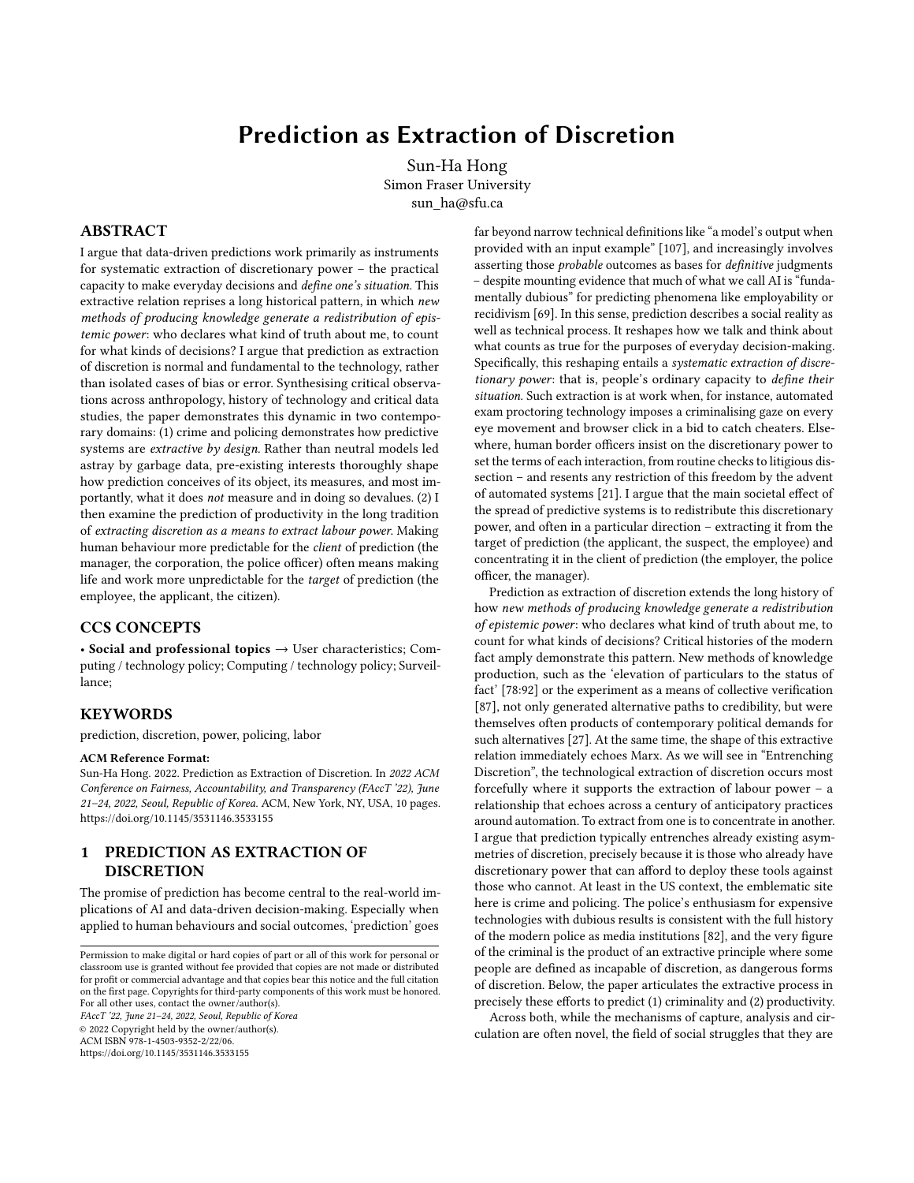# Prediction as Extraction of Discretion

Sun-Ha Hong
Simon Fraser University
sun_ha@sfu.ca

## ABSTRACT

I argue that data-driven predictions work primarily as instruments for systematic extraction of discretionary power – the practical capacity to make everyday decisions and *define one's situation*. This extractive relation reprises a long historical pattern, in which *new methods of producing knowledge generate a redistribution of epistemic power*: who declares what kind of truth about me, to count for what kinds of decisions? I argue that prediction as extraction of discretion is normal and fundamental to the technology, rather than isolated cases of bias or error. Synthesising critical observations across anthropology, history of technology and critical data studies, the paper demonstrates this dynamic in two contemporary domains: (1) crime and policing demonstrates how predictive systems are *extractive by design*. Rather than neutral models led astray by garbage data, pre-existing interests thoroughly shape how prediction conceives of its object, its measures, and most importantly, what it does *not* measure and in doing so devalues. (2) I then examine the prediction of productivity in the long tradition of *extracting discretion as a means to extract labour power*. Making human behaviour more predictable for the *client* of prediction (the manager, the corporation, the police officer) often means making life and work more unpredictable for the *target* of prediction (the employee, the applicant, the citizen).

## CCS CONCEPTS

• **Social and professional topics** → User characteristics; Computing / technology policy; Computing / technology policy; Surveillance;

## KEYWORDS

prediction, discretion, power, policing, labor

**ACM Reference Format:**
Sun-Ha Hong. 2022. Prediction as Extraction of Discretion. In *2022 ACM Conference on Fairness, Accountability, and Transparency (FAccT '22), June 21–24, 2022, Seoul, Republic of Korea.* ACM, New York, NY, USA, 10 pages. https://doi.org/10.1145/3531146.3533155

## 1 PREDICTION AS EXTRACTION OF DISCRETION

The promise of prediction has become central to the real-world implications of AI and data-driven decision-making. Especially when applied to human behaviours and social outcomes, 'prediction' goes far beyond narrow technical definitions like "a model's output when provided with an input example" [107], and increasingly involves asserting those *probable* outcomes as bases for *definitive* judgments – despite mounting evidence that much of what we call AI is "fundamentally dubious" for predicting phenomena like employability or recidivism [69]. In this sense, prediction describes a social reality as well as technical process. It reshapes how we talk and think about what counts as true for the purposes of everyday decision-making. Specifically, this reshaping entails a *systematic extraction of discretionary power*: that is, people's ordinary capacity to *define their situation*. Such extraction is at work when, for instance, automated exam proctoring technology imposes a criminalising gaze on every eye movement and browser click in a bid to catch cheaters. Elsewhere, human border officers insist on the discretionary power to set the terms of each interaction, from routine checks to litigious dissection – and resents any restriction of this freedom by the advent of automated systems [21]. I argue that the main societal effect of the spread of predictive systems is to redistribute this discretionary power, and often in a particular direction – extracting it from the target of prediction (the applicant, the suspect, the employee) and concentrating it in the client of prediction (the employer, the police officer, the manager).

Prediction as extraction of discretion extends the long history of how *new methods of producing knowledge generate a redistribution of epistemic power*: who declares what kind of truth about me, to count for what kinds of decisions? Critical histories of the modern fact amply demonstrate this pattern. New methods of knowledge production, such as the 'elevation of particulars to the status of fact' [78:92] or the experiment as a means of collective verification [87], not only generated alternative paths to credibility, but were themselves often products of contemporary political demands for such alternatives [27]. At the same time, the shape of this extractive relation immediately echoes Marx. As we will see in "Entrenching Discretion", the technological extraction of discretion occurs most forcefully where it supports the extraction of labour power – a relationship that echoes across a century of anticipatory practices around automation. To extract from one is to concentrate in another. I argue that prediction typically entrenches already existing asymmetries of discretion, precisely because it is those who already have discretionary power that can afford to deploy these tools against those who cannot. At least in the US context, the emblematic site here is crime and policing. The police's enthusiasm for expensive technologies with dubious results is consistent with the full history of the modern police as media institutions [82], and the very figure of the criminal is the product of an extractive principle where some people are defined as incapable of discretion, as dangerous forms of discretion. Below, the paper articulates the extractive process in precisely these efforts to predict (1) criminality and (2) productivity.

Across both, while the mechanisms of capture, analysis and circulation are often novel, the field of social struggles that they are

Permission to make digital or hard copies of part or all of this work for personal or classroom use is granted without fee provided that copies are not made or distributed for profit or commercial advantage and that copies bear this notice and the full citation on the first page. Copyrights for third-party components of this work must be honored. For all other uses, contact the owner/author(s).
*FAccT '22, June 21–24, 2022, Seoul, Republic of Korea*
© 2022 Copyright held by the owner/author(s).
ACM ISBN 978-1-4503-9352-2/22/06.
https://doi.org/10.1145/3531146.3533155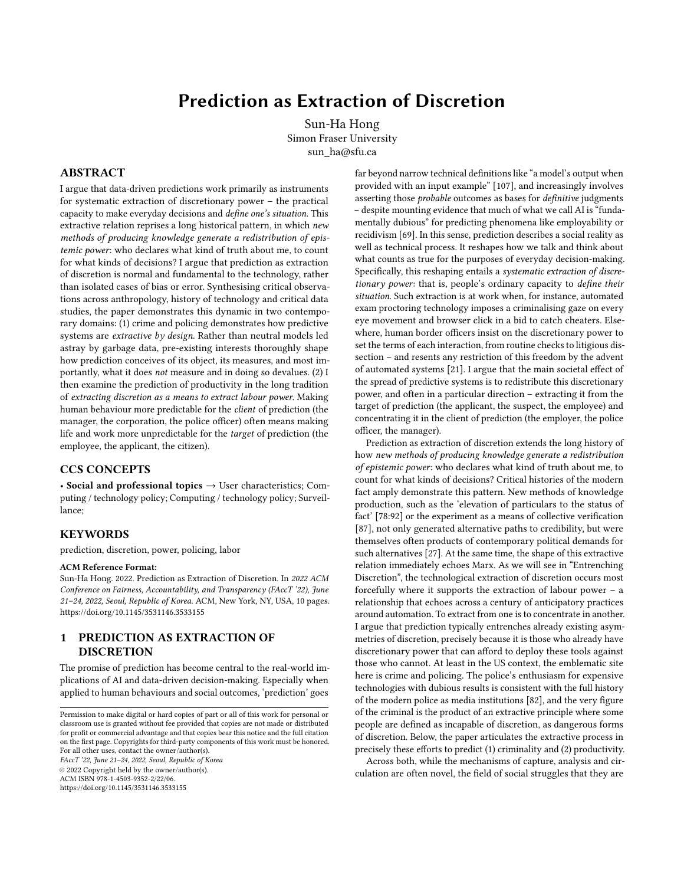# Prediction as Extraction of Discretion

Sun-Ha Hong
Simon Fraser University
sun_ha@sfu.ca

## ABSTRACT

I argue that data-driven predictions work primarily as instruments for systematic extraction of discretionary power – the practical capacity to make everyday decisions and *define one's situation*. This extractive relation reprises a long historical pattern, in which *new methods of producing knowledge generate a redistribution of epistemic power*: who declares what kind of truth about me, to count for what kinds of decisions? I argue that prediction as extraction of discretion is normal and fundamental to the technology, rather than isolated cases of bias or error. Synthesising critical observations across anthropology, history of technology and critical data studies, the paper demonstrates this dynamic in two contemporary domains: (1) crime and policing demonstrates how predictive systems are *extractive by design*. Rather than neutral models led astray by garbage data, pre-existing interests thoroughly shape how prediction conceives of its object, its measures, and most importantly, what it does *not* measure and in doing so devalues. (2) I then examine the prediction of productivity in the long tradition of *extracting discretion as a means to extract labour power*. Making human behaviour more predictable for the *client* of prediction (the manager, the corporation, the police officer) often means making life and work more unpredictable for the *target* of prediction (the employee, the applicant, the citizen).

## CCS CONCEPTS

• **Social and professional topics** → User characteristics; Computing / technology policy; Computing / technology policy; Surveillance;

## KEYWORDS

prediction, discretion, power, policing, labor

**ACM Reference Format:**
Sun-Ha Hong. 2022. Prediction as Extraction of Discretion. In *2022 ACM Conference on Fairness, Accountability, and Transparency (FAccT '22), June 21–24, 2022, Seoul, Republic of Korea.* ACM, New York, NY, USA, 10 pages. https://doi.org/10.1145/3531146.3533155

## 1 PREDICTION AS EXTRACTION OF DISCRETION

The promise of prediction has become central to the real-world implications of AI and data-driven decision-making. Especially when applied to human behaviours and social outcomes, 'prediction' goes far beyond narrow technical definitions like "a model's output when provided with an input example" [107], and increasingly involves asserting those *probable* outcomes as bases for *definitive* judgments – despite mounting evidence that much of what we call AI is "fundamentally dubious" for predicting phenomena like employability or recidivism [69]. In this sense, prediction describes a social reality as well as technical process. It reshapes how we talk and think about what counts as true for the purposes of everyday decision-making. Specifically, this reshaping entails a *systematic extraction of discretionary power*: that is, people's ordinary capacity to *define their situation*. Such extraction is at work when, for instance, automated exam proctoring technology imposes a criminalising gaze on every eye movement and browser click in a bid to catch cheaters. Elsewhere, human border officers insist on the discretionary power to set the terms of each interaction, from routine checks to litigious dissection – and resents any restriction of this freedom by the advent of automated systems [21]. I argue that the main societal effect of the spread of predictive systems is to redistribute this discretionary power, and often in a particular direction – extracting it from the target of prediction (the applicant, the suspect, the employee) and concentrating it in the client of prediction (the employer, the police officer, the manager).

Prediction as extraction of discretion extends the long history of how *new methods of producing knowledge generate a redistribution of epistemic power*: who declares what kind of truth about me, to count for what kinds of decisions? Critical histories of the modern fact amply demonstrate this pattern. New methods of knowledge production, such as the 'elevation of particulars to the status of fact' [78:92] or the experiment as a means of collective verification [87], not only generated alternative paths to credibility, but were themselves often products of contemporary political demands for such alternatives [27]. At the same time, the shape of this extractive relation immediately echoes Marx. As we will see in "Entrenching Discretion", the technological extraction of discretion occurs most forcefully where it supports the extraction of labour power – a relationship that echoes across a century of anticipatory practices around automation. To extract from one is to concentrate in another. I argue that prediction typically entrenches already existing asymmetries of discretion, precisely because it is those who already have discretionary power that can afford to deploy these tools against those who cannot. At least in the US context, the emblematic site here is crime and policing. The police's enthusiasm for expensive technologies with dubious results is consistent with the full history of the modern police as media institutions [82], and the very figure of the criminal is the product of an extractive principle where some people are defined as incapable of discretion, as dangerous forms of discretion. Below, the paper articulates the extractive process in precisely these efforts to predict (1) criminality and (2) productivity.

Across both, while the mechanisms of capture, analysis and circulation are often novel, the field of social struggles that they are

Permission to make digital or hard copies of part or all of this work for personal or classroom use is granted without fee provided that copies are not made or distributed for profit or commercial advantage and that copies bear this notice and the full citation on the first page. Copyrights for third-party components of this work must be honored. For all other uses, contact the owner/author(s).
*FAccT '22, June 21–24, 2022, Seoul, Republic of Korea*
© 2022 Copyright held by the owner/author(s).
ACM ISBN 978-1-4503-9352-2/22/06.
https://doi.org/10.1145/3531146.3533155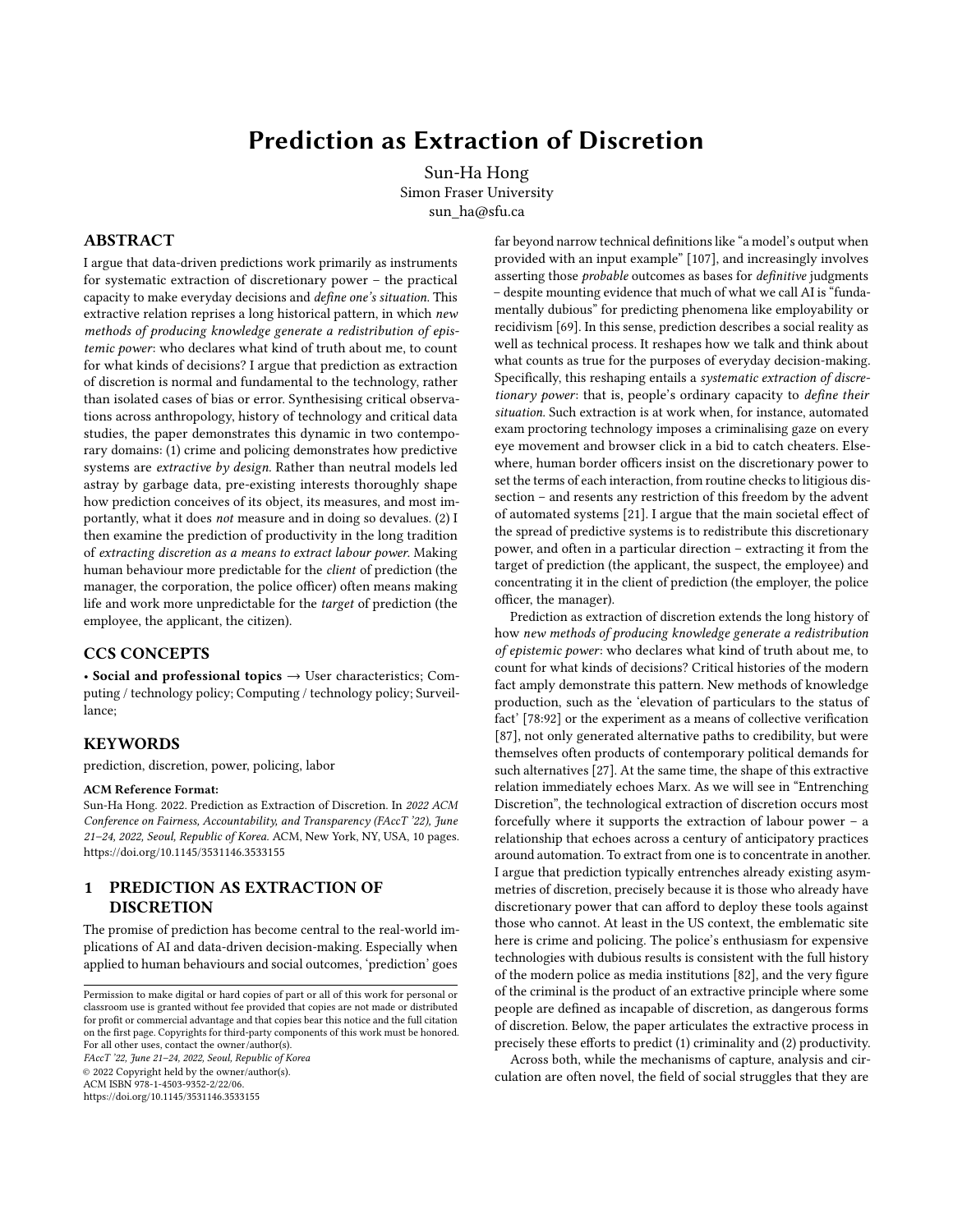# Prediction as Extraction of Discretion

Sun-Ha Hong
Simon Fraser University
sun_ha@sfu.ca

## ABSTRACT

I argue that data-driven predictions work primarily as instruments for systematic extraction of discretionary power – the practical capacity to make everyday decisions and *define one's situation*. This extractive relation reprises a long historical pattern, in which *new methods of producing knowledge generate a redistribution of epistemic power*: who declares what kind of truth about me, to count for what kinds of decisions? I argue that prediction as extraction of discretion is normal and fundamental to the technology, rather than isolated cases of bias or error. Synthesising critical observations across anthropology, history of technology and critical data studies, the paper demonstrates this dynamic in two contemporary domains: (1) crime and policing demonstrates how predictive systems are *extractive by design*. Rather than neutral models led astray by garbage data, pre-existing interests thoroughly shape how prediction conceives of its object, its measures, and most importantly, what it does *not* measure and in doing so devalues. (2) I then examine the prediction of productivity in the long tradition of *extracting discretion as a means to extract labour power*. Making human behaviour more predictable for the *client* of prediction (the manager, the corporation, the police officer) often means making life and work more unpredictable for the *target* of prediction (the employee, the applicant, the citizen).

## CCS CONCEPTS

• **Social and professional topics** → User characteristics; Computing / technology policy; Computing / technology policy; Surveillance;

## KEYWORDS

prediction, discretion, power, policing, labor

**ACM Reference Format:**

Sun-Ha Hong. 2022. Prediction as Extraction of Discretion. In *2022 ACM Conference on Fairness, Accountability, and Transparency (FAccT '22), June 21–24, 2022, Seoul, Republic of Korea.* ACM, New York, NY, USA, 10 pages. https://doi.org/10.1145/3531146.3533155

## 1 PREDICTION AS EXTRACTION OF DISCRETION

The promise of prediction has become central to the real-world implications of AI and data-driven decision-making. Especially when applied to human behaviours and social outcomes, 'prediction' goes far beyond narrow technical definitions like "a model's output when provided with an input example" [107], and increasingly involves asserting those *probable* outcomes as bases for *definitive* judgments – despite mounting evidence that much of what we call AI is "fundamentally dubious" for predicting phenomena like employability or recidivism [69]. In this sense, prediction describes a social reality as well as technical process. It reshapes how we talk and think about what counts as true for the purposes of everyday decision-making. Specifically, this reshaping entails a *systematic extraction of discretionary power*: that is, people's ordinary capacity to *define their situation*. Such extraction is at work when, for instance, automated exam proctoring technology imposes a criminalising gaze on every eye movement and browser click in a bid to catch cheaters. Elsewhere, human border officers insist on the discretionary power to set the terms of each interaction, from routine checks to litigious dissection – and resents any restriction of this freedom by the advent of automated systems [21]. I argue that the main societal effect of the spread of predictive systems is to redistribute this discretionary power, and often in a particular direction – extracting it from the target of prediction (the applicant, the suspect, the employee) and concentrating it in the client of prediction (the employer, the police officer, the manager).

Prediction as extraction of discretion extends the long history of how *new methods of producing knowledge generate a redistribution of epistemic power*: who declares what kind of truth about me, to count for what kinds of decisions? Critical histories of the modern fact amply demonstrate this pattern. New methods of knowledge production, such as the 'elevation of particulars to the status of fact' [78:92] or the experiment as a means of collective verification [87], not only generated alternative paths to credibility, but were themselves often products of contemporary political demands for such alternatives [27]. At the same time, the shape of this extractive relation immediately echoes Marx. As we will see in "Entrenching Discretion", the technological extraction of discretion occurs most forcefully where it supports the extraction of labour power – a relationship that echoes across a century of anticipatory practices around automation. To extract from one is to concentrate in another. I argue that prediction typically entrenches already existing asymmetries of discretion, precisely because it is those who already have discretionary power that can afford to deploy these tools against those who cannot. At least in the US context, the emblematic site here is crime and policing. The police's enthusiasm for expensive technologies with dubious results is consistent with the full history of the modern police as media institutions [82], and the very figure of the criminal is the product of an extractive principle where some people are defined as incapable of discretion, as dangerous forms of discretion. Below, the paper articulates the extractive process in precisely these efforts to predict (1) criminality and (2) productivity.

Across both, while the mechanisms of capture, analysis and circulation are often novel, the field of social struggles that they are

Permission to make digital or hard copies of part or all of this work for personal or classroom use is granted without fee provided that copies are not made or distributed for profit or commercial advantage and that copies bear this notice and the full citation on the first page. Copyrights for third-party components of this work must be honored. For all other uses, contact the owner/author(s).
*FAccT '22, June 21–24, 2022, Seoul, Republic of Korea*
© 2022 Copyright held by the owner/author(s).
ACM ISBN 978-1-4503-9352-2/22/06.
https://doi.org/10.1145/3531146.3533155